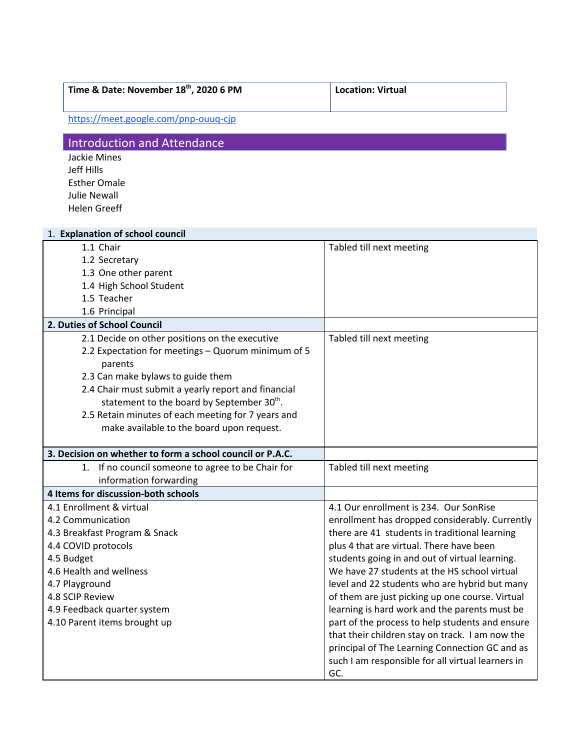| Time & Date: November 18th, 2020 6 PM | Location: Virtual |
|---|---|

https://meet.google.com/pnp-ouuq-cjp

## Introduction and Attendance

Jackie Mines
Jeff Hills
Esther Omale
Julie Newall
Helen Greeff

| 1. **Explanation of school council** | |
|---|---|
| 1.1 Chair<br>1.2 Secretary<br>1.3 One other parent<br>1.4 High School Student<br>1.5 Teacher<br>1.6 Principal | Tabled till next meeting |
| **2. Duties of School Council** | |
| 2.1 Decide on other positions on the executive<br>2.2 Expectation for meetings – Quorum minimum of 5 parents<br>2.3 Can make bylaws to guide them<br>2.4 Chair must submit a yearly report and financial statement to the board by September 30th.<br>2.5 Retain minutes of each meeting for 7 years and make available to the board upon request. | Tabled till next meeting |
| **3. Decision on whether to form a school council or P.A.C.** | |
| 1. If no council someone to agree to be Chair for information forwarding | Tabled till next meeting |
| **4 Items for discussion-both schools** | |
| 4.1 Enrollment & virtual<br>4.2 Communication<br>4.3 Breakfast Program & Snack<br>4.4 COVID protocols<br>4.5 Budget<br>4.6 Health and wellness<br>4.7 Playground<br>4.8 SCIP Review<br>4.9 Feedback quarter system<br>4.10 Parent items brought up | 4.1 Our enrollment is 234. Our SonRise enrollment has dropped considerably. Currently there are 41 students in traditional learning plus 4 that are virtual. There have been students going in and out of virtual learning. We have 27 students at the HS school virtual level and 22 students who are hybrid but many of them are just picking up one course. Virtual learning is hard work and the parents must be part of the process to help students and ensure that their children stay on track. I am now the principal of The Learning Connection GC and as such I am responsible for all virtual learners in GC. |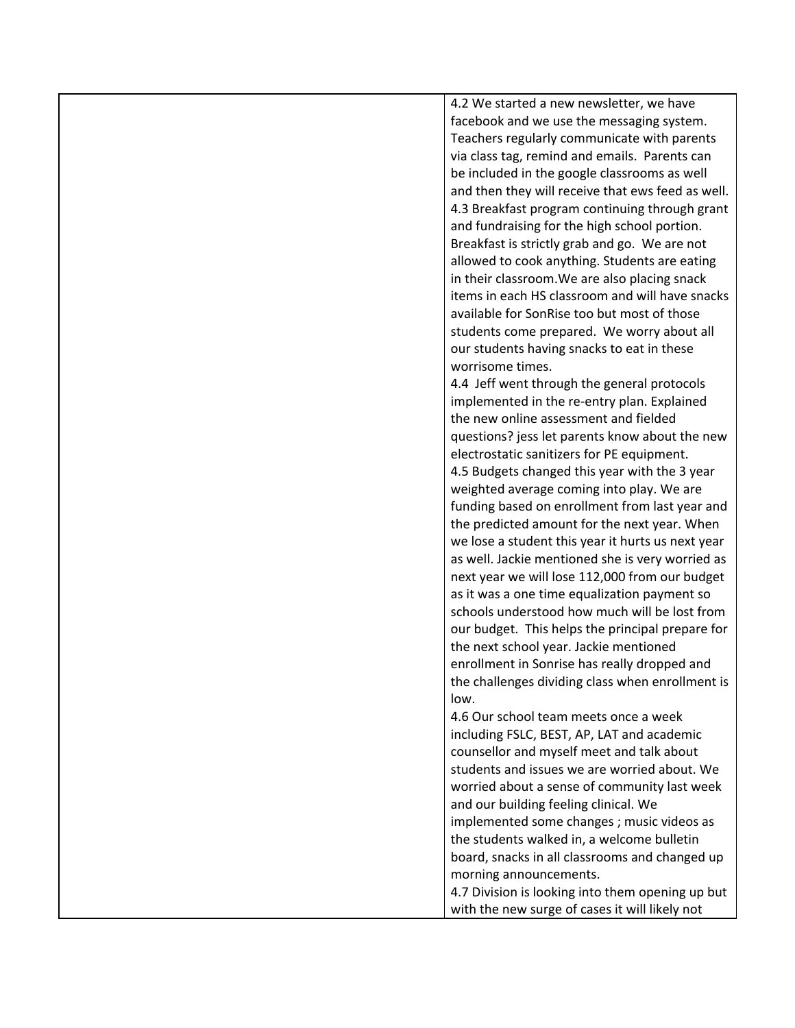| | |
|---|---|
| | 4.2 We started a new newsletter, we have facebook and we use the messaging system. Teachers regularly communicate with parents via class tag, remind and emails. Parents can be included in the google classrooms as well and then they will receive that ews feed as well.<br>4.3 Breakfast program continuing through grant and fundraising for the high school portion. Breakfast is strictly grab and go. We are not allowed to cook anything. Students are eating in their classroom.We are also placing snack items in each HS classroom and will have snacks available for SonRise too but most of those students come prepared. We worry about all our students having snacks to eat in these worrisome times.<br>4.4 Jeff went through the general protocols implemented in the re-entry plan. Explained the new online assessment and fielded questions? jess let parents know about the new electrostatic sanitizers for PE equipment.<br>4.5 Budgets changed this year with the 3 year weighted average coming into play. We are funding based on enrollment from last year and the predicted amount for the next year. When we lose a student this year it hurts us next year as well. Jackie mentioned she is very worried as next year we will lose 112,000 from our budget as it was a one time equalization payment so schools understood how much will be lost from our budget. This helps the principal prepare for the next school year. Jackie mentioned enrollment in Sonrise has really dropped and the challenges dividing class when enrollment is low.<br>4.6 Our school team meets once a week including FSLC, BEST, AP, LAT and academic counsellor and myself meet and talk about students and issues we are worried about. We worried about a sense of community last week and our building feeling clinical. We implemented some changes ; music videos as the students walked in, a welcome bulletin board, snacks in all classrooms and changed up morning announcements.<br>4.7 Division is looking into them opening up but with the new surge of cases it will likely not |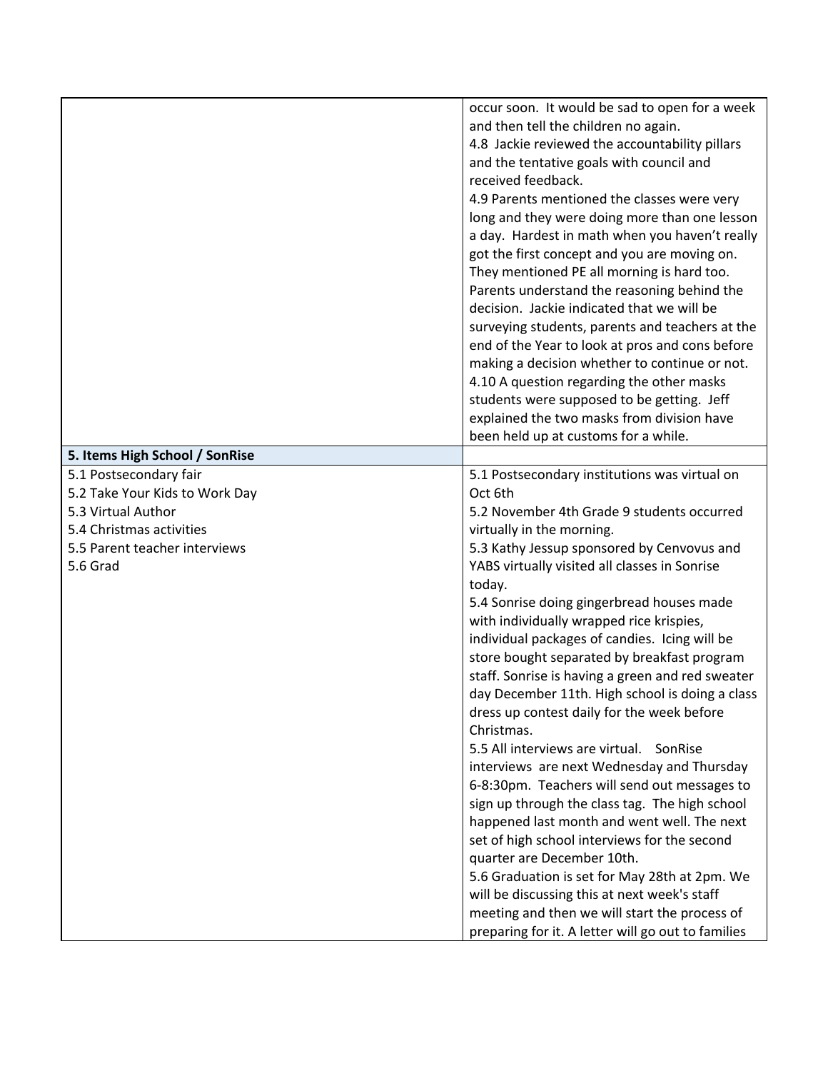| | |
|---|---|
| | occur soon. It would be sad to open for a week and then tell the children no again.<br>4.8 Jackie reviewed the accountability pillars and the tentative goals with council and received feedback.<br>4.9 Parents mentioned the classes were very long and they were doing more than one lesson a day. Hardest in math when you haven't really got the first concept and you are moving on. They mentioned PE all morning is hard too. Parents understand the reasoning behind the decision. Jackie indicated that we will be surveying students, parents and teachers at the end of the Year to look at pros and cons before making a decision whether to continue or not.<br>4.10 A question regarding the other masks students were supposed to be getting. Jeff explained the two masks from division have been held up at customs for a while. |
| **5. Items High School / SonRise** | |
| 5.1 Postsecondary fair<br>5.2 Take Your Kids to Work Day<br>5.3 Virtual Author<br>5.4 Christmas activities<br>5.5 Parent teacher interviews<br>5.6 Grad | 5.1 Postsecondary institutions was virtual on Oct 6th<br>5.2 November 4th Grade 9 students occurred virtually in the morning.<br>5.3 Kathy Jessup sponsored by Cenvovus and YABS virtually visited all classes in Sonrise today.<br>5.4 Sonrise doing gingerbread houses made with individually wrapped rice krispies, individual packages of candies. Icing will be store bought separated by breakfast program staff. Sonrise is having a green and red sweater day December 11th. High school is doing a class dress up contest daily for the week before Christmas.<br>5.5 All interviews are virtual. SonRise interviews are next Wednesday and Thursday 6-8:30pm. Teachers will send out messages to sign up through the class tag. The high school happened last month and went well. The next set of high school interviews for the second quarter are December 10th.<br>5.6 Graduation is set for May 28th at 2pm. We will be discussing this at next week's staff meeting and then we will start the process of preparing for it. A letter will go out to families |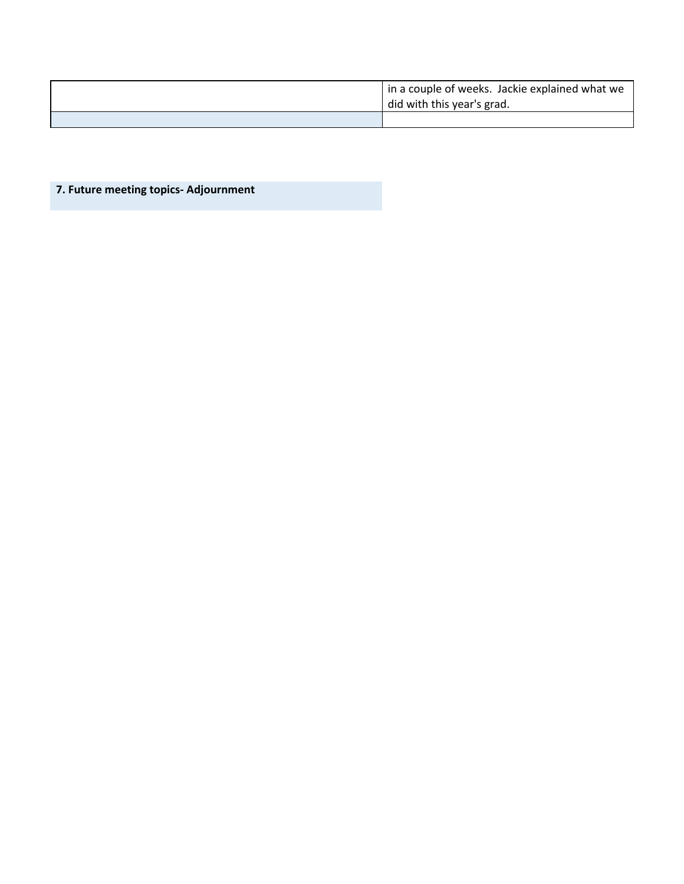| | |
|---|---|
| | in a couple of weeks.  Jackie explained what we did with this year's grad. |
| | |

**7. Future meeting topics- Adjournment**